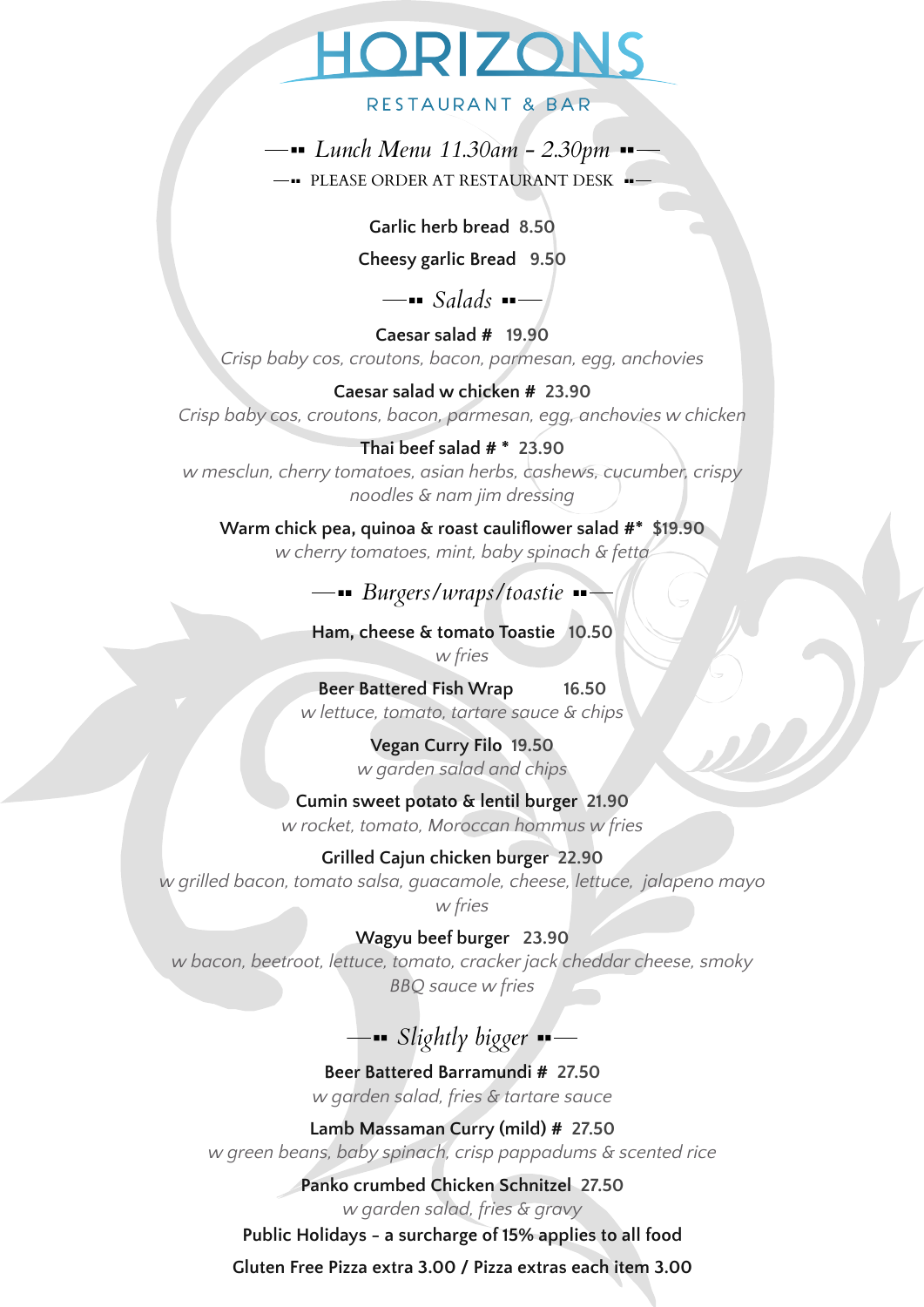# HORIZONS

RESTAURANT & BAR

## *Lunch Menu 11.30am - 2.30pm*

PLEASE ORDER AT RESTAURANT DESK

**Garlic herb bread** 8.50

**Cheesy garlic Bread** 9.50

## *Salads*

**Caesar salad #** 19.90
*Crisp baby cos, croutons, bacon, parmesan, egg, anchovies*

**Caesar salad w chicken #** 23.90
*Crisp baby cos, croutons, bacon, parmesan, egg, anchovies w chicken*

**Thai beef salad # *** 23.90
*w mesclun, cherry tomatoes, asian herbs, cashews, cucumber, crispy noodles & nam jim dressing*

**Warm chick pea, quinoa & roast cauliflower salad #*** $19.90
*w cherry tomatoes, mint, baby spinach & fetta*

## *Burgers/wraps/toastie*

**Ham, cheese & tomato Toastie** 10.50
*w fries*

**Beer Battered Fish Wrap** 16.50
*w lettuce, tomato, tartare sauce & chips*

**Vegan Curry Filo** 19.50
*w garden salad and chips*

**Cumin sweet potato & lentil burger** 21.90
*w rocket, tomato, Moroccan hommus w fries*

**Grilled Cajun chicken burger** 22.90
*w grilled bacon, tomato salsa, guacamole, cheese, lettuce, jalapeno mayo w fries*

**Wagyu beef burger** 23.90
*w bacon, beetroot, lettuce, tomato, cracker jack cheddar cheese, smoky BBQ sauce w fries*

## *Slightly bigger*

**Beer Battered Barramundi #** 27.50
*w garden salad, fries & tartare sauce*

**Lamb Massaman Curry (mild) #** 27.50
*w green beans, baby spinach, crisp pappadums & scented rice*

**Panko crumbed Chicken Schnitzel** 27.50
*w garden salad, fries & gravy*

**Public Holidays – a surcharge of 15% applies to all food**

**Gluten Free Pizza extra 3.00 / Pizza extras each item 3.00**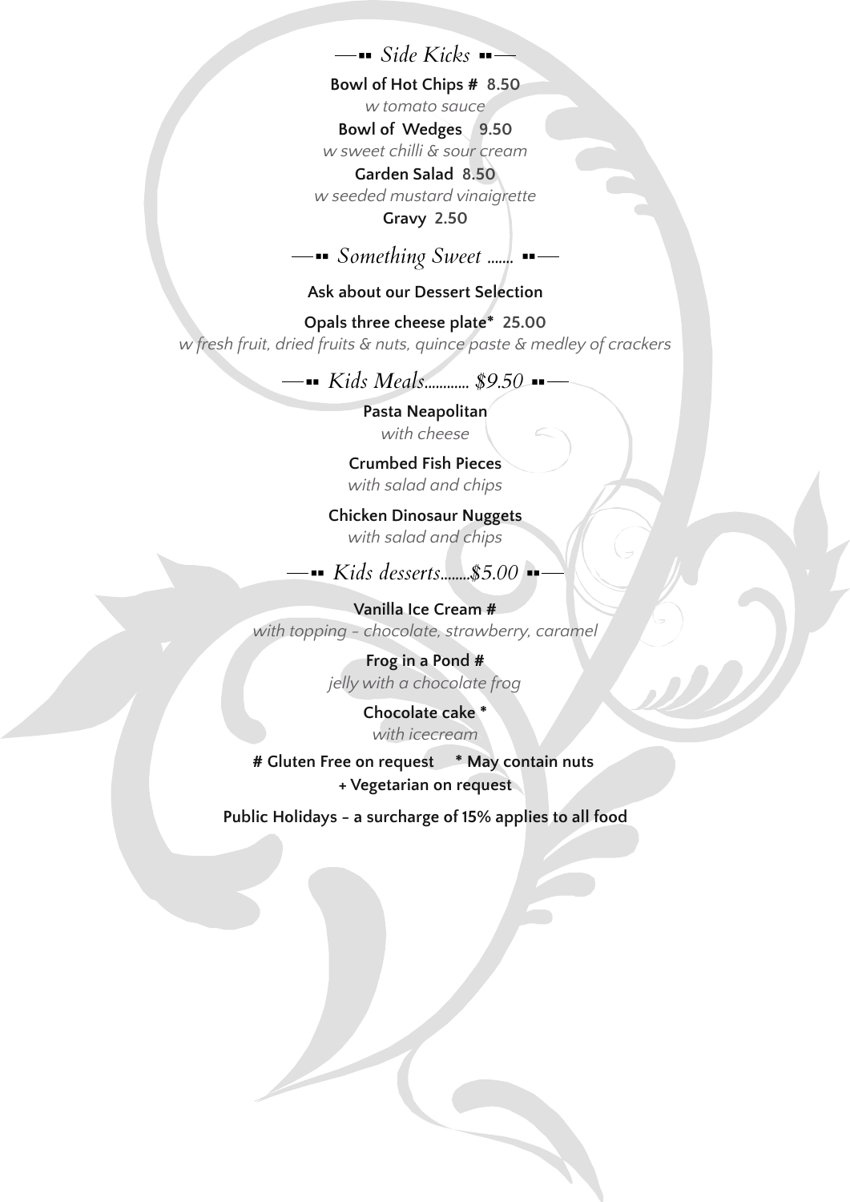## ▪▪ *Side Kicks* ▪▪

**Bowl of Hot Chips #** **8.50**
*w tomato sauce*

**Bowl of Wedges** **9.50**
*w sweet chilli & sour cream*

**Garden Salad** **8.50**
*w seeded mustard vinaigrette*

**Gravy** **2.50**

## ▪▪ *Something Sweet .......* ▪▪

**Ask about our Dessert Selection**

**Opals three cheese plate*** **25.00**
*w fresh fruit, dried fruits & nuts, quince paste & medley of crackers*

## ▪▪ *Kids Meals............ $9.50* ▪▪

**Pasta Neapolitan**
*with cheese*

**Crumbed Fish Pieces**
*with salad and chips*

**Chicken Dinosaur Nuggets**
*with salad and chips*

## ▪▪ *Kids desserts........$5.00* ▪▪

**Vanilla Ice Cream #**
*with topping - chocolate, strawberry, caramel*

**Frog in a Pond #**
*jelly with a chocolate frog*

**Chocolate cake ***
*with icecream*

**# Gluten Free on request** **&nbsp;&nbsp;* May contain nuts**
**+ Vegetarian on request**

**Public Holidays - a surcharge of 15% applies to all food**